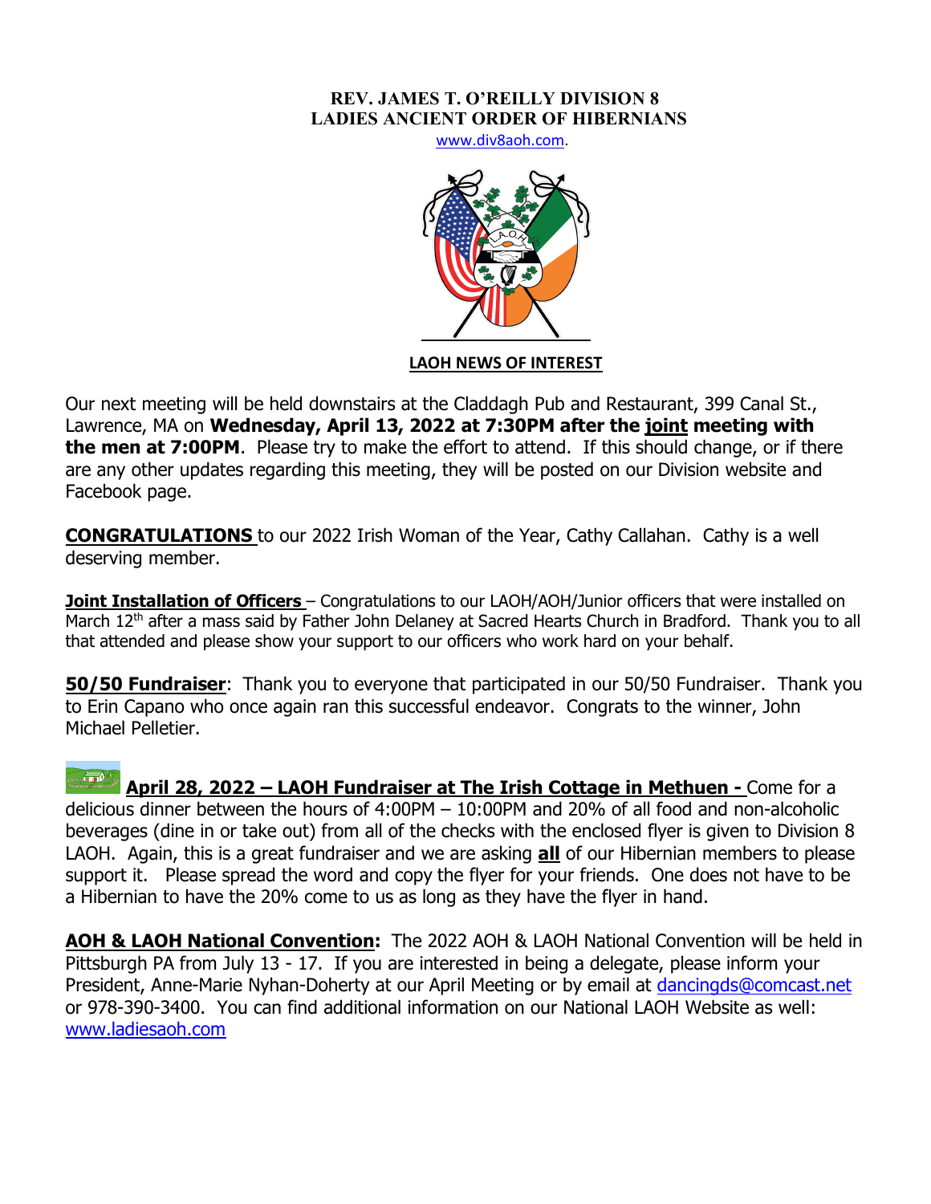**REV. JAMES T. O'REILLY DIVISION 8**
**LADIES ANCIENT ORDER OF HIBERNIANS**

www.div8aoh.com.

**LAOH NEWS OF INTEREST**

Our next meeting will be held downstairs at the Claddagh Pub and Restaurant, 399 Canal St., Lawrence, MA on **Wednesday, April 13, 2022 at 7:30PM after the joint meeting with the men at 7:00PM**. Please try to make the effort to attend. If this should change, or if there are any other updates regarding this meeting, they will be posted on our Division website and Facebook page.

**CONGRATULATIONS** to our 2022 Irish Woman of the Year, Cathy Callahan. Cathy is a well deserving member.

**Joint Installation of Officers** – Congratulations to our LAOH/AOH/Junior officers that were installed on March 12th after a mass said by Father John Delaney at Sacred Hearts Church in Bradford. Thank you to all that attended and please show your support to our officers who work hard on your behalf.

**50/50 Fundraiser**: Thank you to everyone that participated in our 50/50 Fundraiser. Thank you to Erin Capano who once again ran this successful endeavor. Congrats to the winner, John Michael Pelletier.

**April 28, 2022 – LAOH Fundraiser at The Irish Cottage in Methuen -** Come for a delicious dinner between the hours of 4:00PM – 10:00PM and 20% of all food and non-alcoholic beverages (dine in or take out) from all of the checks with the enclosed flyer is given to Division 8 LAOH. Again, this is a great fundraiser and we are asking **all** of our Hibernian members to please support it. Please spread the word and copy the flyer for your friends. One does not have to be a Hibernian to have the 20% come to us as long as they have the flyer in hand.

**AOH & LAOH National Convention:** The 2022 AOH & LAOH National Convention will be held in Pittsburgh PA from July 13 - 17. If you are interested in being a delegate, please inform your President, Anne-Marie Nyhan-Doherty at our April Meeting or by email at dancingds@comcast.net or 978-390-3400. You can find additional information on our National LAOH Website as well: www.ladiesaoh.com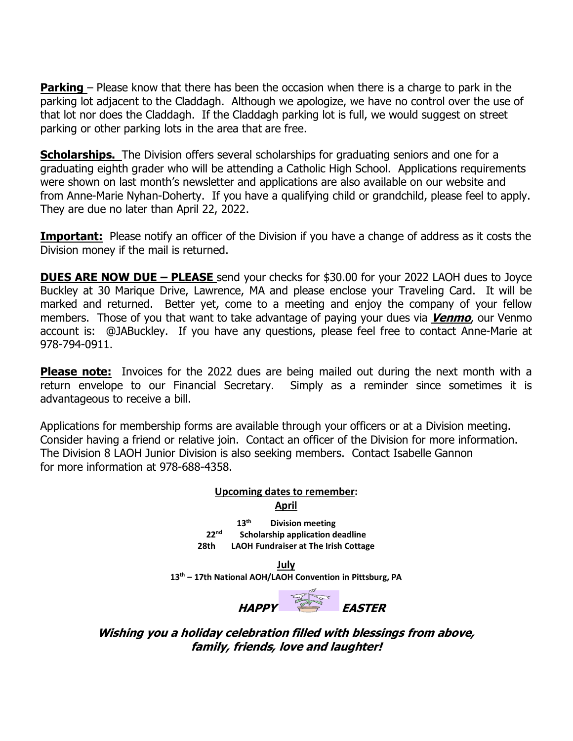**Parking** – Please know that there has been the occasion when there is a charge to park in the parking lot adjacent to the Claddagh. Although we apologize, we have no control over the use of that lot nor does the Claddagh. If the Claddagh parking lot is full, we would suggest on street parking or other parking lots in the area that are free.

**Scholarships.** The Division offers several scholarships for graduating seniors and one for a graduating eighth grader who will be attending a Catholic High School. Applications requirements were shown on last month's newsletter and applications are also available on our website and from Anne-Marie Nyhan-Doherty. If you have a qualifying child or grandchild, please feel to apply. They are due no later than April 22, 2022.

**Important:** Please notify an officer of the Division if you have a change of address as it costs the Division money if the mail is returned.

**DUES ARE NOW DUE – PLEASE** send your checks for $30.00 for your 2022 LAOH dues to Joyce Buckley at 30 Marique Drive, Lawrence, MA and please enclose your Traveling Card. It will be marked and returned. Better yet, come to a meeting and enjoy the company of your fellow members. Those of you that want to take advantage of paying your dues via ***Venmo***, our Venmo account is: @JABuckley. If you have any questions, please feel free to contact Anne-Marie at 978-794-0911.

**Please note:** Invoices for the 2022 dues are being mailed out during the next month with a return envelope to our Financial Secretary. Simply as a reminder since sometimes it is advantageous to receive a bill.

Applications for membership forms are available through your officers or at a Division meeting. Consider having a friend or relative join. Contact an officer of the Division for more information. The Division 8 LAOH Junior Division is also seeking members. Contact Isabelle Gannon for more information at 978-688-4358.

**Upcoming dates to remember:**

**April**

**13th** **Division meeting**
**22nd** **Scholarship application deadline**
**28th** **LAOH Fundraiser at The Irish Cottage**

**July**

**13th – 17th National AOH/LAOH Convention in Pittsburg, PA**

***HAPPY EASTER***

***Wishing you a holiday celebration filled with blessings from above, family, friends, love and laughter!***